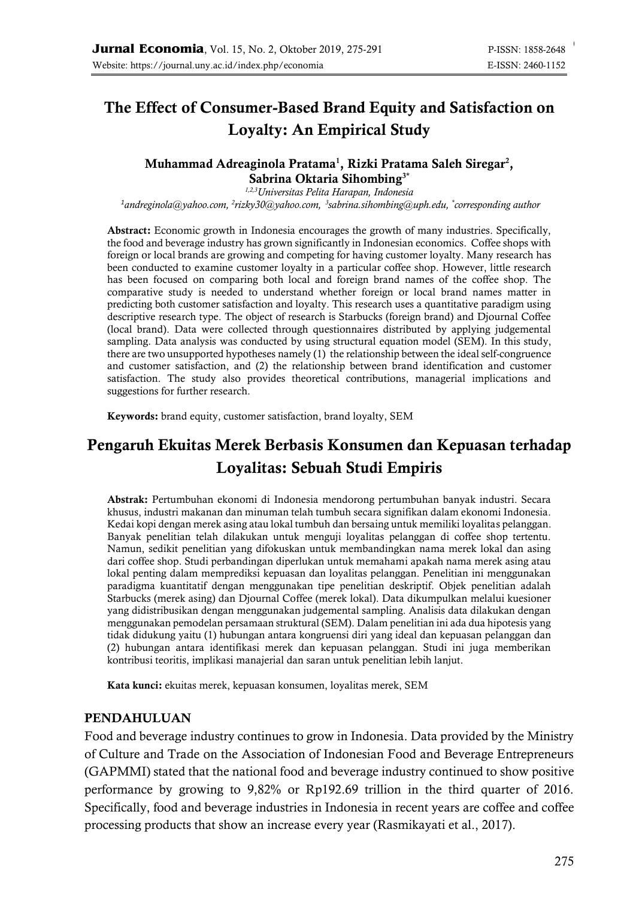# The Effect of Consumer-Based Brand Equity and Satisfaction on Loyalty: An Empirical Study

**Muhammad Adreaginola Pratama[1], Rizki Pratama Saleh Siregar[2], Sabrina Oktaria Sihombing[3*]**

*[1,2,3]Universitas Pelita Harapan, Indonesia*

*[1]andreginola@yahoo.com, [2]rizky30@yahoo.com, [3]sabrina.sihombing@uph.edu, [*]corresponding author*

**Abstract:** Economic growth in Indonesia encourages the growth of many industries. Specifically, the food and beverage industry has grown significantly in Indonesian economics. Coffee shops with foreign or local brands are growing and competing for having customer loyalty. Many research has been conducted to examine customer loyalty in a particular coffee shop. However, little research has been focused on comparing both local and foreign brand names of the coffee shop. The comparative study is needed to understand whether foreign or local brand names matter in predicting both customer satisfaction and loyalty. This research uses a quantitative paradigm using descriptive research type. The object of research is Starbucks (foreign brand) and Djournal Coffee (local brand). Data were collected through questionnaires distributed by applying judgemental sampling. Data analysis was conducted by using structural equation model (SEM). In this study, there are two unsupported hypotheses namely (1) the relationship between the ideal self-congruence and customer satisfaction, and (2) the relationship between brand identification and customer satisfaction. The study also provides theoretical contributions, managerial implications and suggestions for further research.

**Keywords:** brand equity, customer satisfaction, brand loyalty, SEM

# Pengaruh Ekuitas Merek Berbasis Konsumen dan Kepuasan terhadap Loyalitas: Sebuah Studi Empiris

**Abstrak:** Pertumbuhan ekonomi di Indonesia mendorong pertumbuhan banyak industri. Secara khusus, industri makanan dan minuman telah tumbuh secara signifikan dalam ekonomi Indonesia. Kedai kopi dengan merek asing atau lokal tumbuh dan bersaing untuk memiliki loyalitas pelanggan. Banyak penelitian telah dilakukan untuk menguji loyalitas pelanggan di coffee shop tertentu. Namun, sedikit penelitian yang difokuskan untuk membandingkan nama merek lokal dan asing dari coffee shop. Studi perbandingan diperlukan untuk memahami apakah nama merek asing atau lokal penting dalam memprediksi kepuasan dan loyalitas pelanggan. Penelitian ini menggunakan paradigma kuantitatif dengan menggunakan tipe penelitian deskriptif. Objek penelitian adalah Starbucks (merek asing) dan Djournal Coffee (merek lokal). Data dikumpulkan melalui kuesioner yang didistribusikan dengan menggunakan judgemental sampling. Analisis data dilakukan dengan menggunakan pemodelan persamaan struktural (SEM). Dalam penelitian ini ada dua hipotesis yang tidak didukung yaitu (1) hubungan antara kongruensi diri yang ideal dan kepuasan pelanggan dan (2) hubungan antara identifikasi merek dan kepuasan pelanggan. Studi ini juga memberikan kontribusi teoritis, implikasi manajerial dan saran untuk penelitian lebih lanjut.

**Kata kunci:** ekuitas merek, kepuasan konsumen, loyalitas merek, SEM

## PENDAHULUAN

Food and beverage industry continues to grow in Indonesia. Data provided by the Ministry of Culture and Trade on the Association of Indonesian Food and Beverage Entrepreneurs (GAPMMI) stated that the national food and beverage industry continued to show positive performance by growing to 9,82% or Rp192.69 trillion in the third quarter of 2016. Specifically, food and beverage industries in Indonesia in recent years are coffee and coffee processing products that show an increase every year (Rasmikayati et al., 2017).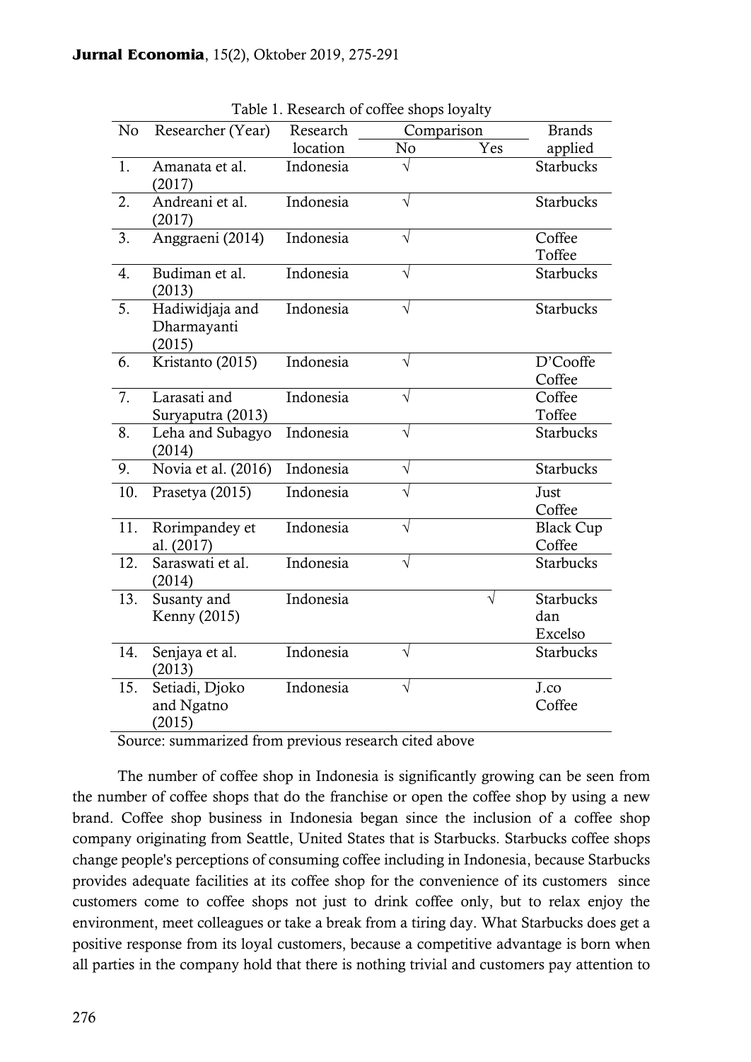Table 1. Research of coffee shops loyalty

| No | Researcher (Year) | Research location | Comparison | | Brands applied |
|---|---|---|---|---|---|
| | | | No | Yes | |
| 1. | Amanata et al. (2017) | Indonesia | √ | | Starbucks |
| 2. | Andreani et al. (2017) | Indonesia | √ | | Starbucks |
| 3. | Anggraeni (2014) | Indonesia | √ | | Coffee Toffee |
| 4. | Budiman et al. (2013) | Indonesia | √ | | Starbucks |
| 5. | Hadiwidjaja and Dharmayanti (2015) | Indonesia | √ | | Starbucks |
| 6. | Kristanto (2015) | Indonesia | √ | | D'Cooffe Coffee |
| 7. | Larasati and Suryaputra (2013) | Indonesia | √ | | Coffee Toffee |
| 8. | Leha and Subagyo (2014) | Indonesia | √ | | Starbucks |
| 9. | Novia et al. (2016) | Indonesia | √ | | Starbucks |
| 10. | Prasetya (2015) | Indonesia | √ | | Just Coffee |
| 11. | Rorimpandey et al. (2017) | Indonesia | √ | | Black Cup Coffee |
| 12. | Saraswati et al. (2014) | Indonesia | √ | | Starbucks |
| 13. | Susanty and Kenny (2015) | Indonesia | | √ | Starbucks dan Excelso |
| 14. | Senjaya et al. (2013) | Indonesia | √ | | Starbucks |
| 15. | Setiadi, Djoko and Ngatno (2015) | Indonesia | √ | | J.co Coffee |

Source: summarized from previous research cited above

The number of coffee shop in Indonesia is significantly growing can be seen from the number of coffee shops that do the franchise or open the coffee shop by using a new brand. Coffee shop business in Indonesia began since the inclusion of a coffee shop company originating from Seattle, United States that is Starbucks. Starbucks coffee shops change people's perceptions of consuming coffee including in Indonesia, because Starbucks provides adequate facilities at its coffee shop for the convenience of its customers since customers come to coffee shops not just to drink coffee only, but to relax enjoy the environment, meet colleagues or take a break from a tiring day. What Starbucks does get a positive response from its loyal customers, because a competitive advantage is born when all parties in the company hold that there is nothing trivial and customers pay attention to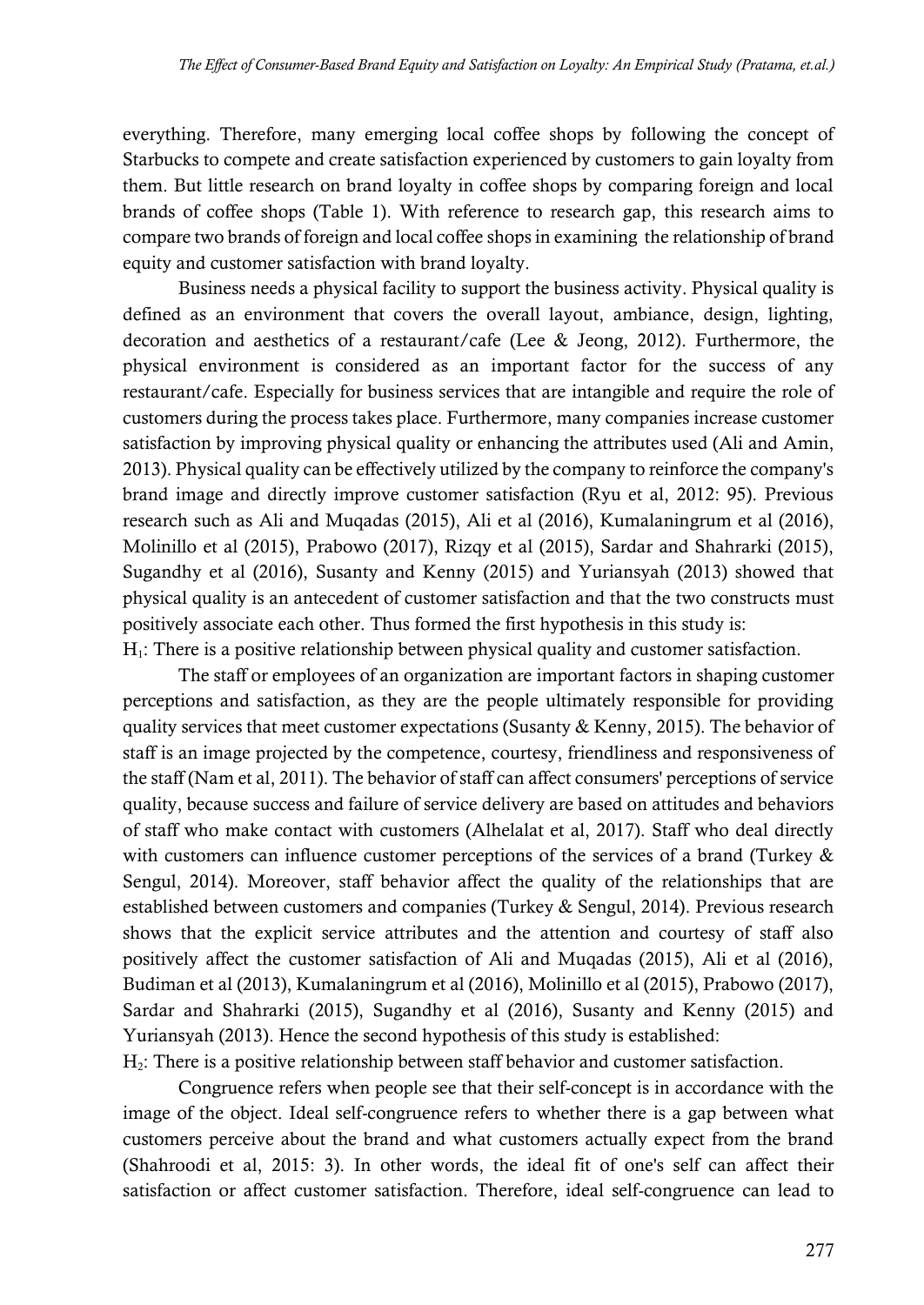everything. Therefore, many emerging local coffee shops by following the concept of Starbucks to compete and create satisfaction experienced by customers to gain loyalty from them. But little research on brand loyalty in coffee shops by comparing foreign and local brands of coffee shops (Table 1). With reference to research gap, this research aims to compare two brands of foreign and local coffee shops in examining the relationship of brand equity and customer satisfaction with brand loyalty.

Business needs a physical facility to support the business activity. Physical quality is defined as an environment that covers the overall layout, ambiance, design, lighting, decoration and aesthetics of a restaurant/cafe (Lee & Jeong, 2012). Furthermore, the physical environment is considered as an important factor for the success of any restaurant/cafe. Especially for business services that are intangible and require the role of customers during the process takes place. Furthermore, many companies increase customer satisfaction by improving physical quality or enhancing the attributes used (Ali and Amin, 2013). Physical quality can be effectively utilized by the company to reinforce the company's brand image and directly improve customer satisfaction (Ryu et al, 2012: 95). Previous research such as Ali and Muqadas (2015), Ali et al (2016), Kumalaningrum et al (2016), Molinillo et al (2015), Prabowo (2017), Rizqy et al (2015), Sardar and Shahrarki (2015), Sugandhy et al (2016), Susanty and Kenny (2015) and Yuriansyah (2013) showed that physical quality is an antecedent of customer satisfaction and that the two constructs must positively associate each other. Thus formed the first hypothesis in this study is:

$H_1$: There is a positive relationship between physical quality and customer satisfaction.

The staff or employees of an organization are important factors in shaping customer perceptions and satisfaction, as they are the people ultimately responsible for providing quality services that meet customer expectations (Susanty & Kenny, 2015). The behavior of staff is an image projected by the competence, courtesy, friendliness and responsiveness of the staff (Nam et al, 2011). The behavior of staff can affect consumers' perceptions of service quality, because success and failure of service delivery are based on attitudes and behaviors of staff who make contact with customers (Alhelalat et al, 2017). Staff who deal directly with customers can influence customer perceptions of the services of a brand (Turkey & Sengul, 2014). Moreover, staff behavior affect the quality of the relationships that are established between customers and companies (Turkey & Sengul, 2014). Previous research shows that the explicit service attributes and the attention and courtesy of staff also positively affect the customer satisfaction of Ali and Muqadas (2015), Ali et al (2016), Budiman et al (2013), Kumalaningrum et al (2016), Molinillo et al (2015), Prabowo (2017), Sardar and Shahrarki (2015), Sugandhy et al (2016), Susanty and Kenny (2015) and Yuriansyah (2013). Hence the second hypothesis of this study is established:

$H_2$: There is a positive relationship between staff behavior and customer satisfaction.

Congruence refers when people see that their self-concept is in accordance with the image of the object. Ideal self-congruence refers to whether there is a gap between what customers perceive about the brand and what customers actually expect from the brand (Shahroodi et al, 2015: 3). In other words, the ideal fit of one's self can affect their satisfaction or affect customer satisfaction. Therefore, ideal self-congruence can lead to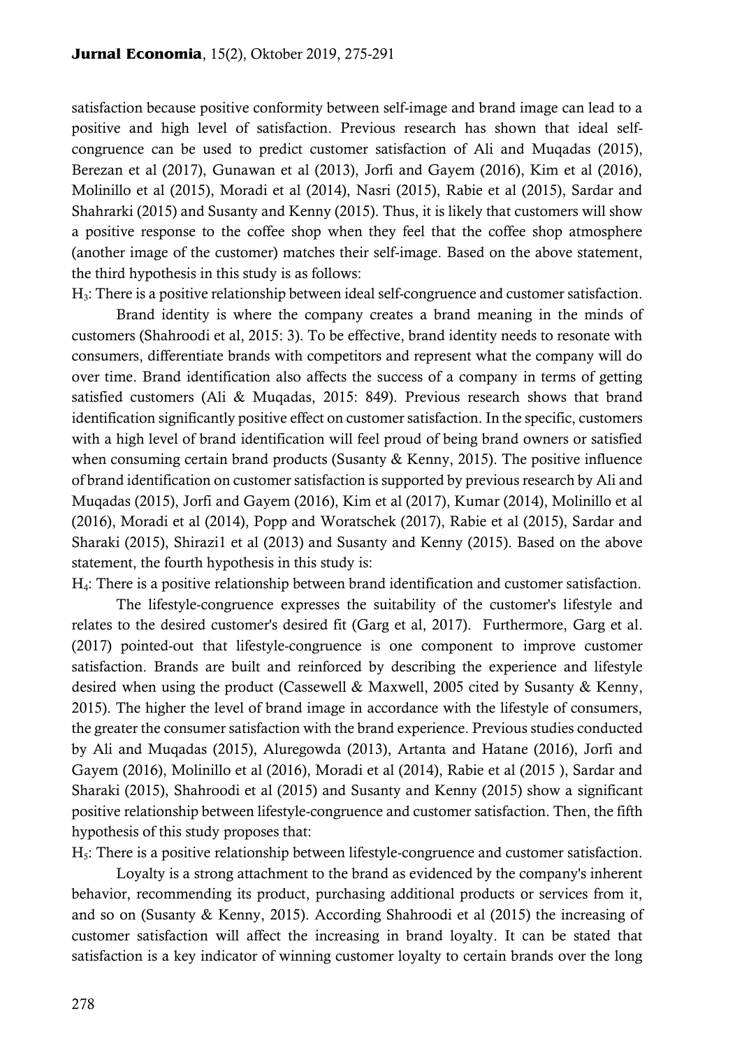satisfaction because positive conformity between self-image and brand image can lead to a positive and high level of satisfaction. Previous research has shown that ideal self-congruence can be used to predict customer satisfaction of Ali and Muqadas (2015), Berezan et al (2017), Gunawan et al (2013), Jorfi and Gayem (2016), Kim et al (2016), Molinillo et al (2015), Moradi et al (2014), Nasri (2015), Rabie et al (2015), Sardar and Shahrarki (2015) and Susanty and Kenny (2015). Thus, it is likely that customers will show a positive response to the coffee shop when they feel that the coffee shop atmosphere (another image of the customer) matches their self-image. Based on the above statement, the third hypothesis in this study is as follows:

$H_3$: There is a positive relationship between ideal self-congruence and customer satisfaction.

Brand identity is where the company creates a brand meaning in the minds of customers (Shahroodi et al, 2015: 3). To be effective, brand identity needs to resonate with consumers, differentiate brands with competitors and represent what the company will do over time. Brand identification also affects the success of a company in terms of getting satisfied customers (Ali & Muqadas, 2015: 849). Previous research shows that brand identification significantly positive effect on customer satisfaction. In the specific, customers with a high level of brand identification will feel proud of being brand owners or satisfied when consuming certain brand products (Susanty & Kenny, 2015). The positive influence of brand identification on customer satisfaction is supported by previous research by Ali and Muqadas (2015), Jorfi and Gayem (2016), Kim et al (2017), Kumar (2014), Molinillo et al (2016), Moradi et al (2014), Popp and Woratschek (2017), Rabie et al (2015), Sardar and Sharaki (2015), Shirazi1 et al (2013) and Susanty and Kenny (2015). Based on the above statement, the fourth hypothesis in this study is:

$H_4$: There is a positive relationship between brand identification and customer satisfaction.

The lifestyle-congruence expresses the suitability of the customer's lifestyle and relates to the desired customer's desired fit (Garg et al, 2017). Furthermore, Garg et al. (2017) pointed-out that lifestyle-congruence is one component to improve customer satisfaction. Brands are built and reinforced by describing the experience and lifestyle desired when using the product (Cassewell & Maxwell, 2005 cited by Susanty & Kenny, 2015). The higher the level of brand image in accordance with the lifestyle of consumers, the greater the consumer satisfaction with the brand experience. Previous studies conducted by Ali and Muqadas (2015), Aluregowda (2013), Artanta and Hatane (2016), Jorfi and Gayem (2016), Molinillo et al (2016), Moradi et al (2014), Rabie et al (2015 ), Sardar and Sharaki (2015), Shahroodi et al (2015) and Susanty and Kenny (2015) show a significant positive relationship between lifestyle-congruence and customer satisfaction. Then, the fifth hypothesis of this study proposes that:

$H_5$: There is a positive relationship between lifestyle-congruence and customer satisfaction.

Loyalty is a strong attachment to the brand as evidenced by the company's inherent behavior, recommending its product, purchasing additional products or services from it, and so on (Susanty & Kenny, 2015). According Shahroodi et al (2015) the increasing of customer satisfaction will affect the increasing in brand loyalty. It can be stated that satisfaction is a key indicator of winning customer loyalty to certain brands over the long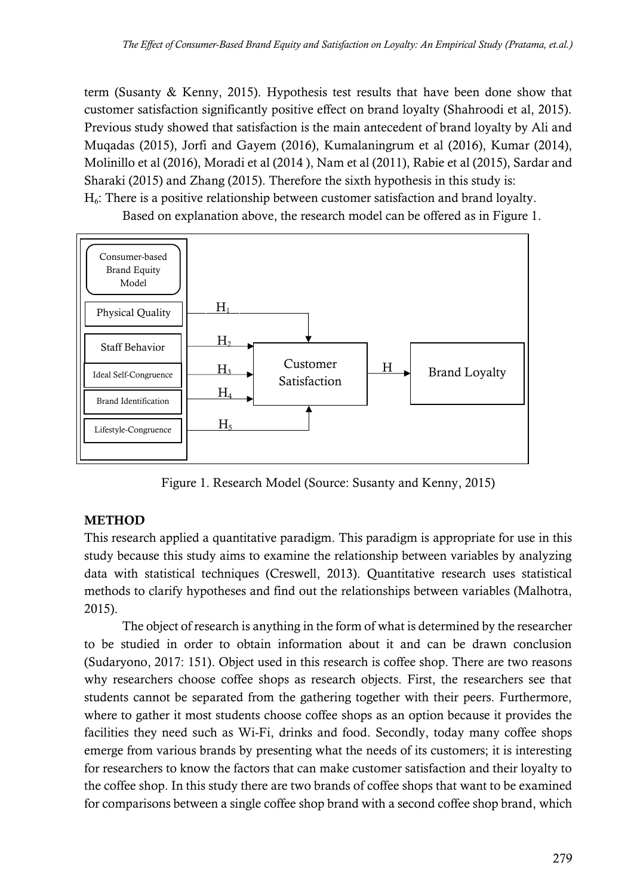term (Susanty & Kenny, 2015). Hypothesis test results that have been done show that customer satisfaction significantly positive effect on brand loyalty (Shahroodi et al, 2015). Previous study showed that satisfaction is the main antecedent of brand loyalty by Ali and Muqadas (2015), Jorfi and Gayem (2016), Kumalaningrum et al (2016), Kumar (2014), Molinillo et al (2016), Moradi et al (2014 ), Nam et al (2011), Rabie et al (2015), Sardar and Sharaki (2015) and Zhang (2015). Therefore the sixth hypothesis in this study is:

$H_6$: There is a positive relationship between customer satisfaction and brand loyalty.

Based on explanation above, the research model can be offered as in Figure 1.

Figure 1. Research Model (Source: Susanty and Kenny, 2015)

## METHOD

This research applied a quantitative paradigm. This paradigm is appropriate for use in this study because this study aims to examine the relationship between variables by analyzing data with statistical techniques (Creswell, 2013). Quantitative research uses statistical methods to clarify hypotheses and find out the relationships between variables (Malhotra, 2015).

The object of research is anything in the form of what is determined by the researcher to be studied in order to obtain information about it and can be drawn conclusion (Sudaryono, 2017: 151). Object used in this research is coffee shop. There are two reasons why researchers choose coffee shops as research objects. First, the researchers see that students cannot be separated from the gathering together with their peers. Furthermore, where to gather it most students choose coffee shops as an option because it provides the facilities they need such as Wi-Fi, drinks and food. Secondly, today many coffee shops emerge from various brands by presenting what the needs of its customers; it is interesting for researchers to know the factors that can make customer satisfaction and their loyalty to the coffee shop. In this study there are two brands of coffee shops that want to be examined for comparisons between a single coffee shop brand with a second coffee shop brand, which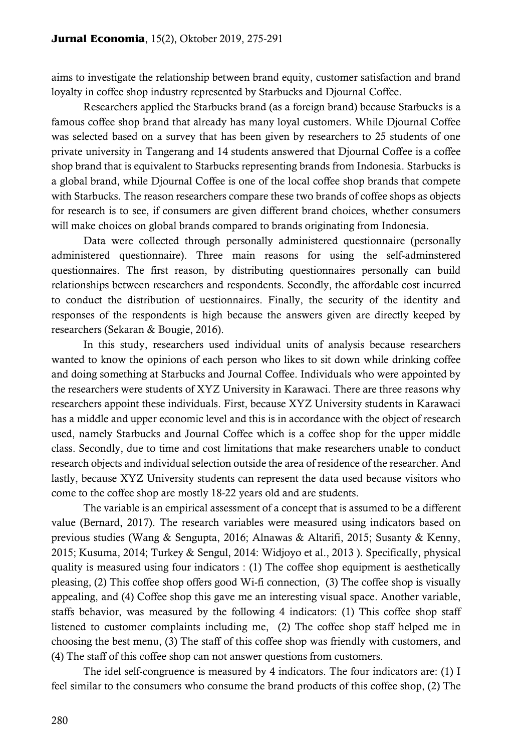aims to investigate the relationship between brand equity, customer satisfaction and brand loyalty in coffee shop industry represented by Starbucks and Djournal Coffee.

Researchers applied the Starbucks brand (as a foreign brand) because Starbucks is a famous coffee shop brand that already has many loyal customers. While Djournal Coffee was selected based on a survey that has been given by researchers to 25 students of one private university in Tangerang and 14 students answered that Djournal Coffee is a coffee shop brand that is equivalent to Starbucks representing brands from Indonesia. Starbucks is a global brand, while Djournal Coffee is one of the local coffee shop brands that compete with Starbucks. The reason researchers compare these two brands of coffee shops as objects for research is to see, if consumers are given different brand choices, whether consumers will make choices on global brands compared to brands originating from Indonesia.

Data were collected through personally administered questionnaire (personally administered questionnaire). Three main reasons for using the self-adminstered questionnaires. The first reason, by distributing questionnaires personally can build relationships between researchers and respondents. Secondly, the affordable cost incurred to conduct the distribution of uestionnaires. Finally, the security of the identity and responses of the respondents is high because the answers given are directly keeped by researchers (Sekaran & Bougie, 2016).

In this study, researchers used individual units of analysis because researchers wanted to know the opinions of each person who likes to sit down while drinking coffee and doing something at Starbucks and Journal Coffee. Individuals who were appointed by the researchers were students of XYZ University in Karawaci. There are three reasons why researchers appoint these individuals. First, because XYZ University students in Karawaci has a middle and upper economic level and this is in accordance with the object of research used, namely Starbucks and Journal Coffee which is a coffee shop for the upper middle class. Secondly, due to time and cost limitations that make researchers unable to conduct research objects and individual selection outside the area of residence of the researcher. And lastly, because XYZ University students can represent the data used because visitors who come to the coffee shop are mostly 18-22 years old and are students.

The variable is an empirical assessment of a concept that is assumed to be a different value (Bernard, 2017). The research variables were measured using indicators based on previous studies (Wang & Sengupta, 2016; Alnawas & Altarifi, 2015; Susanty & Kenny, 2015; Kusuma, 2014; Turkey & Sengul, 2014: Widjoyo et al., 2013 ). Specifically, physical quality is measured using four indicators : (1) The coffee shop equipment is aesthetically pleasing, (2) This coffee shop offers good Wi-fi connection, (3) The coffee shop is visually appealing, and (4) Coffee shop this gave me an interesting visual space. Another variable, staffs behavior, was measured by the following 4 indicators: (1) This coffee shop staff listened to customer complaints including me, (2) The coffee shop staff helped me in choosing the best menu, (3) The staff of this coffee shop was friendly with customers, and (4) The staff of this coffee shop can not answer questions from customers.

The idel self-congruence is measured by 4 indicators. The four indicators are: (1) I feel similar to the consumers who consume the brand products of this coffee shop, (2) The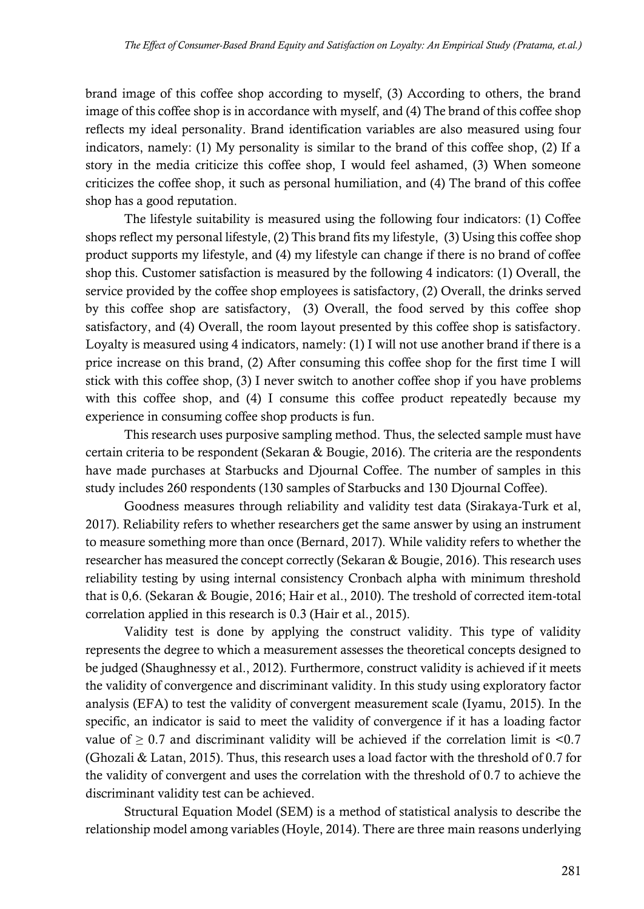brand image of this coffee shop according to myself, (3) According to others, the brand image of this coffee shop is in accordance with myself, and (4) The brand of this coffee shop reflects my ideal personality. Brand identification variables are also measured using four indicators, namely: (1) My personality is similar to the brand of this coffee shop, (2) If a story in the media criticize this coffee shop, I would feel ashamed, (3) When someone criticizes the coffee shop, it such as personal humiliation, and (4) The brand of this coffee shop has a good reputation.

The lifestyle suitability is measured using the following four indicators: (1) Coffee shops reflect my personal lifestyle, (2) This brand fits my lifestyle, (3) Using this coffee shop product supports my lifestyle, and (4) my lifestyle can change if there is no brand of coffee shop this. Customer satisfaction is measured by the following 4 indicators: (1) Overall, the service provided by the coffee shop employees is satisfactory, (2) Overall, the drinks served by this coffee shop are satisfactory, (3) Overall, the food served by this coffee shop satisfactory, and (4) Overall, the room layout presented by this coffee shop is satisfactory. Loyalty is measured using 4 indicators, namely: (1) I will not use another brand if there is a price increase on this brand, (2) After consuming this coffee shop for the first time I will stick with this coffee shop, (3) I never switch to another coffee shop if you have problems with this coffee shop, and (4) I consume this coffee product repeatedly because my experience in consuming coffee shop products is fun.

This research uses purposive sampling method. Thus, the selected sample must have certain criteria to be respondent (Sekaran & Bougie, 2016). The criteria are the respondents have made purchases at Starbucks and Djournal Coffee. The number of samples in this study includes 260 respondents (130 samples of Starbucks and 130 Djournal Coffee).

Goodness measures through reliability and validity test data (Sirakaya-Turk et al, 2017). Reliability refers to whether researchers get the same answer by using an instrument to measure something more than once (Bernard, 2017). While validity refers to whether the researcher has measured the concept correctly (Sekaran & Bougie, 2016). This research uses reliability testing by using internal consistency Cronbach alpha with minimum threshold that is 0,6. (Sekaran & Bougie, 2016; Hair et al., 2010). The treshold of corrected item-total correlation applied in this research is 0.3 (Hair et al., 2015).

Validity test is done by applying the construct validity. This type of validity represents the degree to which a measurement assesses the theoretical concepts designed to be judged (Shaughnessy et al., 2012). Furthermore, construct validity is achieved if it meets the validity of convergence and discriminant validity. In this study using exploratory factor analysis (EFA) to test the validity of convergent measurement scale (Iyamu, 2015). In the specific, an indicator is said to meet the validity of convergence if it has a loading factor value of $\geq 0.7$ and discriminant validity will be achieved if the correlation limit is $<0.7$ (Ghozali & Latan, 2015). Thus, this research uses a load factor with the threshold of 0.7 for the validity of convergent and uses the correlation with the threshold of 0.7 to achieve the discriminant validity test can be achieved.

Structural Equation Model (SEM) is a method of statistical analysis to describe the relationship model among variables (Hoyle, 2014). There are three main reasons underlying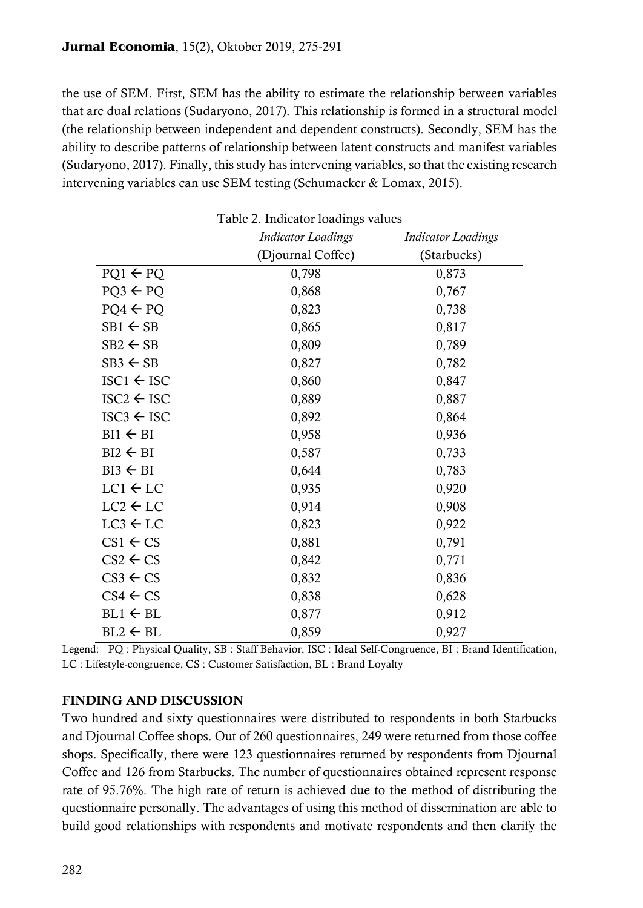the use of SEM. First, SEM has the ability to estimate the relationship between variables that are dual relations (Sudaryono, 2017). This relationship is formed in a structural model (the relationship between independent and dependent constructs). Secondly, SEM has the ability to describe patterns of relationship between latent constructs and manifest variables (Sudaryono, 2017). Finally, this study has intervening variables, so that the existing research intervening variables can use SEM testing (Schumacker & Lomax, 2015).

Table 2. Indicator loadings values

| | *Indicator Loadings* (Djournal Coffee) | *Indicator Loadings* (Starbucks) |
|---|---|---|
| PQ1 ← PQ | 0,798 | 0,873 |
| PQ3 ← PQ | 0,868 | 0,767 |
| PQ4 ← PQ | 0,823 | 0,738 |
| SB1 ← SB | 0,865 | 0,817 |
| SB2 ← SB | 0,809 | 0,789 |
| SB3 ← SB | 0,827 | 0,782 |
| ISC1 ← ISC | 0,860 | 0,847 |
| ISC2 ← ISC | 0,889 | 0,887 |
| ISC3 ← ISC | 0,892 | 0,864 |
| BI1 ← BI | 0,958 | 0,936 |
| BI2 ← BI | 0,587 | 0,733 |
| BI3 ← BI | 0,644 | 0,783 |
| LC1 ← LC | 0,935 | 0,920 |
| LC2 ← LC | 0,914 | 0,908 |
| LC3 ← LC | 0,823 | 0,922 |
| CS1 ← CS | 0,881 | 0,791 |
| CS2 ← CS | 0,842 | 0,771 |
| CS3 ← CS | 0,832 | 0,836 |
| CS4 ← CS | 0,838 | 0,628 |
| BL1 ← BL | 0,877 | 0,912 |
| BL2 ← BL | 0,859 | 0,927 |

Legend: PQ : Physical Quality, SB : Staff Behavior, ISC : Ideal Self-Congruence, BI : Brand Identification, LC : Lifestyle-congruence, CS : Customer Satisfaction, BL : Brand Loyalty

## FINDING AND DISCUSSION

Two hundred and sixty questionnaires were distributed to respondents in both Starbucks and Djournal Coffee shops. Out of 260 questionnaires, 249 were returned from those coffee shops. Specifically, there were 123 questionnaires returned by respondents from Djournal Coffee and 126 from Starbucks. The number of questionnaires obtained represent response rate of 95.76%. The high rate of return is achieved due to the method of distributing the questionnaire personally. The advantages of using this method of dissemination are able to build good relationships with respondents and motivate respondents and then clarify the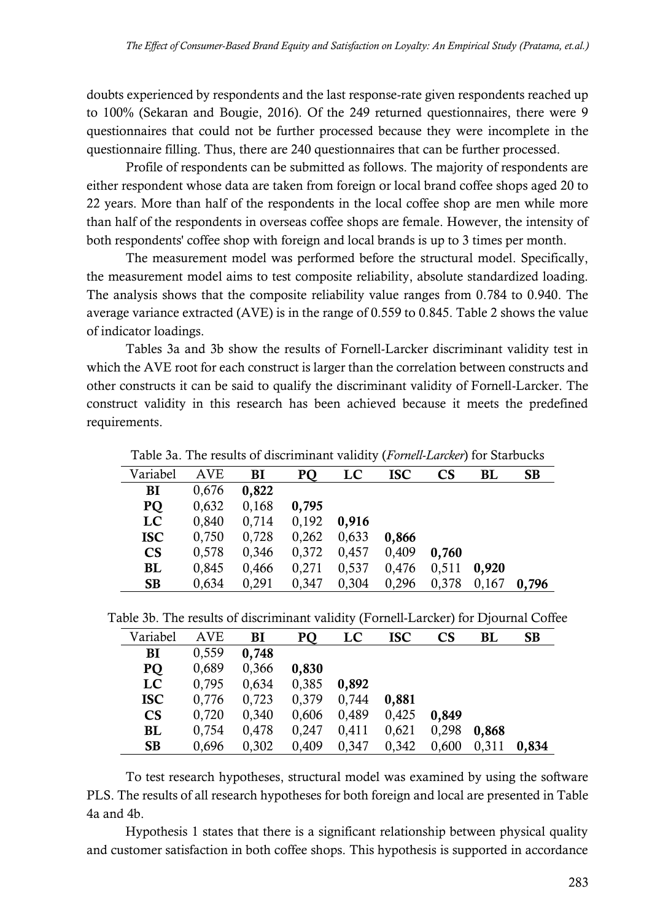doubts experienced by respondents and the last response-rate given respondents reached up to 100% (Sekaran and Bougie, 2016). Of the 249 returned questionnaires, there were 9 questionnaires that could not be further processed because they were incomplete in the questionnaire filling. Thus, there are 240 questionnaires that can be further processed.

Profile of respondents can be submitted as follows. The majority of respondents are either respondent whose data are taken from foreign or local brand coffee shops aged 20 to 22 years. More than half of the respondents in the local coffee shop are men while more than half of the respondents in overseas coffee shops are female. However, the intensity of both respondents' coffee shop with foreign and local brands is up to 3 times per month.

The measurement model was performed before the structural model. Specifically, the measurement model aims to test composite reliability, absolute standardized loading. The analysis shows that the composite reliability value ranges from 0.784 to 0.940. The average variance extracted (AVE) is in the range of 0.559 to 0.845. Table 2 shows the value of indicator loadings.

Tables 3a and 3b show the results of Fornell-Larcker discriminant validity test in which the AVE root for each construct is larger than the correlation between constructs and other constructs it can be said to qualify the discriminant validity of Fornell-Larcker. The construct validity in this research has been achieved because it meets the predefined requirements.

Table 3a. The results of discriminant validity (*Fornell-Larcker*) for Starbucks

| Variabel | AVE | BI | PQ | LC | ISC | CS | BL | SB |
|---|---|---|---|---|---|---|---|---|
| **BI** | 0,676 | **0,822** | | | | | | |
| **PQ** | 0,632 | 0,168 | **0,795** | | | | | |
| **LC** | 0,840 | 0,714 | 0,192 | **0,916** | | | | |
| **ISC** | 0,750 | 0,728 | 0,262 | 0,633 | **0,866** | | | |
| **CS** | 0,578 | 0,346 | 0,372 | 0,457 | 0,409 | **0,760** | | |
| **BL** | 0,845 | 0,466 | 0,271 | 0,537 | 0,476 | 0,511 | **0,920** | |
| **SB** | 0,634 | 0,291 | 0,347 | 0,304 | 0,296 | 0,378 | 0,167 | **0,796** |

Table 3b. The results of discriminant validity (Fornell-Larcker) for Djournal Coffee

| Variabel | AVE | BI | PQ | LC | ISC | CS | BL | SB |
|---|---|---|---|---|---|---|---|---|
| **BI** | 0,559 | **0,748** | | | | | | |
| **PQ** | 0,689 | 0,366 | **0,830** | | | | | |
| **LC** | 0,795 | 0,634 | 0,385 | **0,892** | | | | |
| **ISC** | 0,776 | 0,723 | 0,379 | 0,744 | **0,881** | | | |
| **CS** | 0,720 | 0,340 | 0,606 | 0,489 | 0,425 | **0,849** | | |
| **BL** | 0,754 | 0,478 | 0,247 | 0,411 | 0,621 | 0,298 | **0,868** | |
| **SB** | 0,696 | 0,302 | 0,409 | 0,347 | 0,342 | 0,600 | 0,311 | **0,834** |

To test research hypotheses, structural model was examined by using the software PLS. The results of all research hypotheses for both foreign and local are presented in Table 4a and 4b.

Hypothesis 1 states that there is a significant relationship between physical quality and customer satisfaction in both coffee shops. This hypothesis is supported in accordance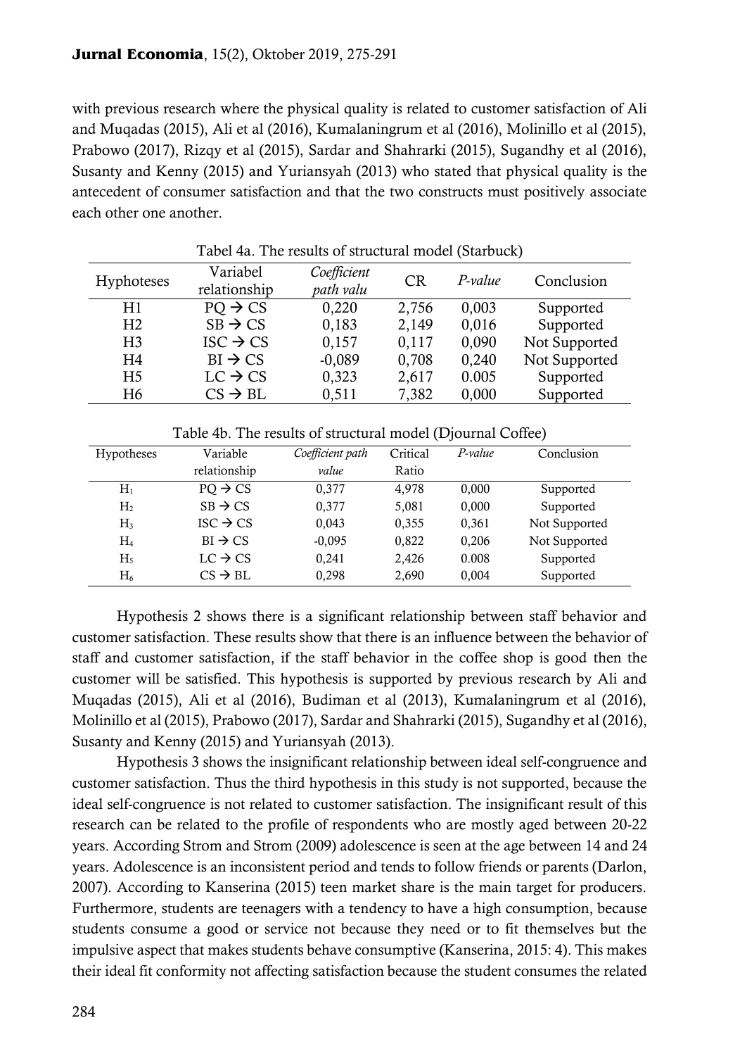with previous research where the physical quality is related to customer satisfaction of Ali and Muqadas (2015), Ali et al (2016), Kumalaningrum et al (2016), Molinillo et al (2015), Prabowo (2017), Rizqy et al (2015), Sardar and Shahrarki (2015), Sugandhy et al (2016), Susanty and Kenny (2015) and Yuriansyah (2013) who stated that physical quality is the antecedent of consumer satisfaction and that the two constructs must positively associate each other one another.

Tabel 4a. The results of structural model (Starbuck)

| Hyphoteses | Variabel relationship | *Coefficient path valu* | CR | *P-value* | Conclusion |
|---|---|---|---|---|---|
| H1 | PQ → CS | 0,220 | 2,756 | 0,003 | Supported |
| H2 | SB → CS | 0,183 | 2,149 | 0,016 | Supported |
| H3 | ISC → CS | 0,157 | 0,117 | 0,090 | Not Supported |
| H4 | BI → CS | -0,089 | 0,708 | 0,240 | Not Supported |
| H5 | LC → CS | 0,323 | 2,617 | 0.005 | Supported |
| H6 | CS → BL | 0,511 | 7,382 | 0,000 | Supported |

Table 4b. The results of structural model (Djournal Coffee)

| Hypotheses | Variable relationship | *Coefficient path value* | Critical Ratio | *P-value* | Conclusion |
|---|---|---|---|---|---|
| $H_1$ | PQ → CS | 0,377 | 4,978 | 0,000 | Supported |
| $H_2$ | SB → CS | 0,377 | 5,081 | 0,000 | Supported |
| $H_3$ | ISC → CS | 0,043 | 0,355 | 0,361 | Not Supported |
| $H_4$ | BI → CS | -0,095 | 0,822 | 0,206 | Not Supported |
| $H_5$ | LC → CS | 0,241 | 2,426 | 0.008 | Supported |
| $H_6$ | CS → BL | 0,298 | 2,690 | 0,004 | Supported |

Hypothesis 2 shows there is a significant relationship between staff behavior and customer satisfaction. These results show that there is an influence between the behavior of staff and customer satisfaction, if the staff behavior in the coffee shop is good then the customer will be satisfied. This hypothesis is supported by previous research by Ali and Muqadas (2015), Ali et al (2016), Budiman et al (2013), Kumalaningrum et al (2016), Molinillo et al (2015), Prabowo (2017), Sardar and Shahrarki (2015), Sugandhy et al (2016), Susanty and Kenny (2015) and Yuriansyah (2013).

Hypothesis 3 shows the insignificant relationship between ideal self-congruence and customer satisfaction. Thus the third hypothesis in this study is not supported, because the ideal self-congruence is not related to customer satisfaction. The insignificant result of this research can be related to the profile of respondents who are mostly aged between 20-22 years. According Strom and Strom (2009) adolescence is seen at the age between 14 and 24 years. Adolescence is an inconsistent period and tends to follow friends or parents (Darlon, 2007). According to Kanserina (2015) teen market share is the main target for producers. Furthermore, students are teenagers with a tendency to have a high consumption, because students consume a good or service not because they need or to fit themselves but the impulsive aspect that makes students behave consumptive (Kanserina, 2015: 4). This makes their ideal fit conformity not affecting satisfaction because the student consumes the related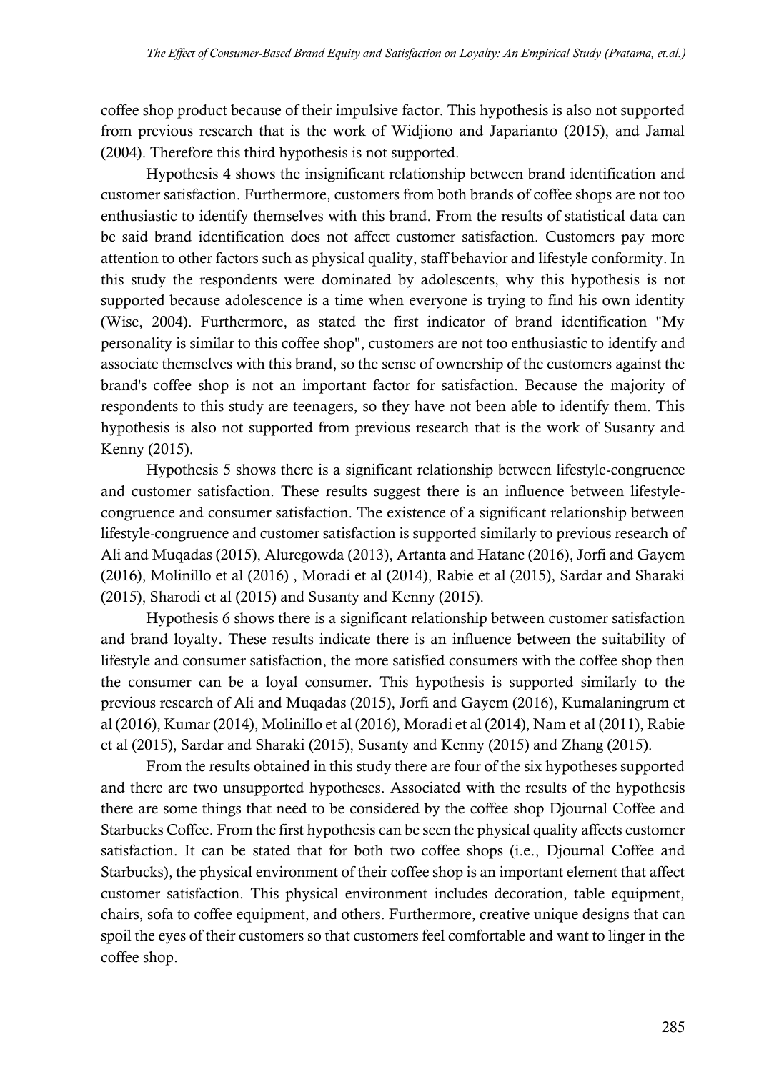coffee shop product because of their impulsive factor. This hypothesis is also not supported from previous research that is the work of Widjiono and Japarianto (2015), and Jamal (2004). Therefore this third hypothesis is not supported.

Hypothesis 4 shows the insignificant relationship between brand identification and customer satisfaction. Furthermore, customers from both brands of coffee shops are not too enthusiastic to identify themselves with this brand. From the results of statistical data can be said brand identification does not affect customer satisfaction. Customers pay more attention to other factors such as physical quality, staff behavior and lifestyle conformity. In this study the respondents were dominated by adolescents, why this hypothesis is not supported because adolescence is a time when everyone is trying to find his own identity (Wise, 2004). Furthermore, as stated the first indicator of brand identification "My personality is similar to this coffee shop", customers are not too enthusiastic to identify and associate themselves with this brand, so the sense of ownership of the customers against the brand's coffee shop is not an important factor for satisfaction. Because the majority of respondents to this study are teenagers, so they have not been able to identify them. This hypothesis is also not supported from previous research that is the work of Susanty and Kenny (2015).

Hypothesis 5 shows there is a significant relationship between lifestyle-congruence and customer satisfaction. These results suggest there is an influence between lifestyle-congruence and consumer satisfaction. The existence of a significant relationship between lifestyle-congruence and customer satisfaction is supported similarly to previous research of Ali and Muqadas (2015), Aluregowda (2013), Artanta and Hatane (2016), Jorfi and Gayem (2016), Molinillo et al (2016) , Moradi et al (2014), Rabie et al (2015), Sardar and Sharaki (2015), Sharodi et al (2015) and Susanty and Kenny (2015).

Hypothesis 6 shows there is a significant relationship between customer satisfaction and brand loyalty. These results indicate there is an influence between the suitability of lifestyle and consumer satisfaction, the more satisfied consumers with the coffee shop then the consumer can be a loyal consumer. This hypothesis is supported similarly to the previous research of Ali and Muqadas (2015), Jorfi and Gayem (2016), Kumalaningrum et al (2016), Kumar (2014), Molinillo et al (2016), Moradi et al (2014), Nam et al (2011), Rabie et al (2015), Sardar and Sharaki (2015), Susanty and Kenny (2015) and Zhang (2015).

From the results obtained in this study there are four of the six hypotheses supported and there are two unsupported hypotheses. Associated with the results of the hypothesis there are some things that need to be considered by the coffee shop Djournal Coffee and Starbucks Coffee. From the first hypothesis can be seen the physical quality affects customer satisfaction. It can be stated that for both two coffee shops (i.e., Djournal Coffee and Starbucks), the physical environment of their coffee shop is an important element that affect customer satisfaction. This physical environment includes decoration, table equipment, chairs, sofa to coffee equipment, and others. Furthermore, creative unique designs that can spoil the eyes of their customers so that customers feel comfortable and want to linger in the coffee shop.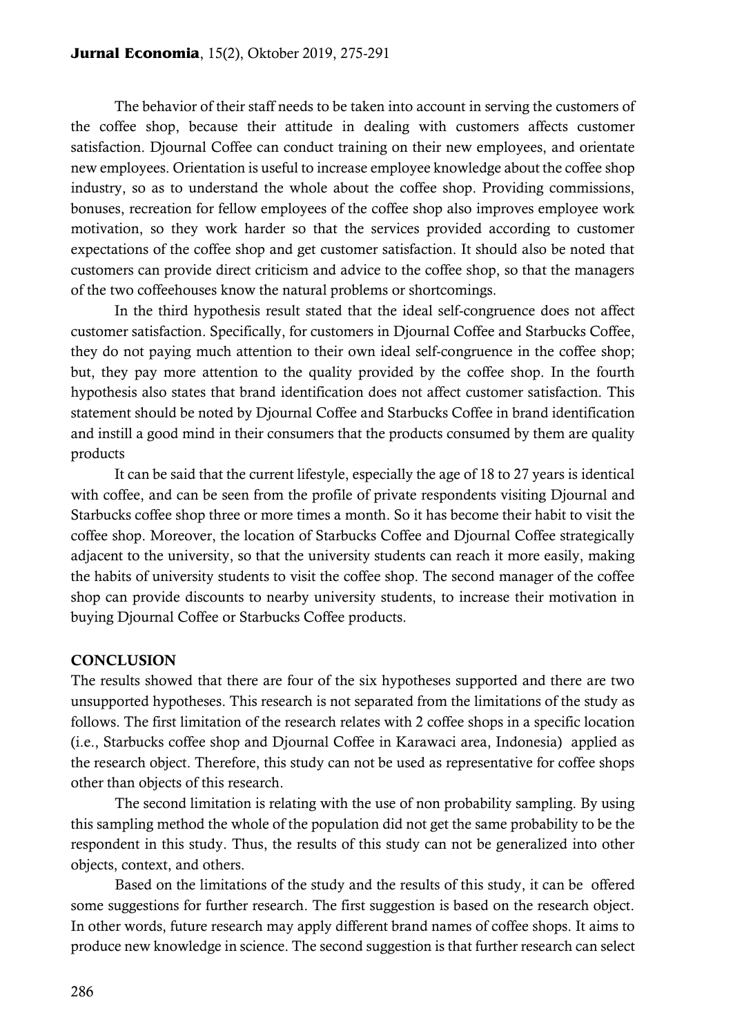The behavior of their staff needs to be taken into account in serving the customers of the coffee shop, because their attitude in dealing with customers affects customer satisfaction. Djournal Coffee can conduct training on their new employees, and orientate new employees. Orientation is useful to increase employee knowledge about the coffee shop industry, so as to understand the whole about the coffee shop. Providing commissions, bonuses, recreation for fellow employees of the coffee shop also improves employee work motivation, so they work harder so that the services provided according to customer expectations of the coffee shop and get customer satisfaction. It should also be noted that customers can provide direct criticism and advice to the coffee shop, so that the managers of the two coffeehouses know the natural problems or shortcomings.

In the third hypothesis result stated that the ideal self-congruence does not affect customer satisfaction. Specifically, for customers in Djournal Coffee and Starbucks Coffee, they do not paying much attention to their own ideal self-congruence in the coffee shop; but, they pay more attention to the quality provided by the coffee shop. In the fourth hypothesis also states that brand identification does not affect customer satisfaction. This statement should be noted by Djournal Coffee and Starbucks Coffee in brand identification and instill a good mind in their consumers that the products consumed by them are quality products

It can be said that the current lifestyle, especially the age of 18 to 27 years is identical with coffee, and can be seen from the profile of private respondents visiting Djournal and Starbucks coffee shop three or more times a month. So it has become their habit to visit the coffee shop. Moreover, the location of Starbucks Coffee and Djournal Coffee strategically adjacent to the university, so that the university students can reach it more easily, making the habits of university students to visit the coffee shop. The second manager of the coffee shop can provide discounts to nearby university students, to increase their motivation in buying Djournal Coffee or Starbucks Coffee products.

## CONCLUSION

The results showed that there are four of the six hypotheses supported and there are two unsupported hypotheses. This research is not separated from the limitations of the study as follows. The first limitation of the research relates with 2 coffee shops in a specific location (i.e., Starbucks coffee shop and Djournal Coffee in Karawaci area, Indonesia) applied as the research object. Therefore, this study can not be used as representative for coffee shops other than objects of this research.

The second limitation is relating with the use of non probability sampling. By using this sampling method the whole of the population did not get the same probability to be the respondent in this study. Thus, the results of this study can not be generalized into other objects, context, and others.

Based on the limitations of the study and the results of this study, it can be offered some suggestions for further research. The first suggestion is based on the research object. In other words, future research may apply different brand names of coffee shops. It aims to produce new knowledge in science. The second suggestion is that further research can select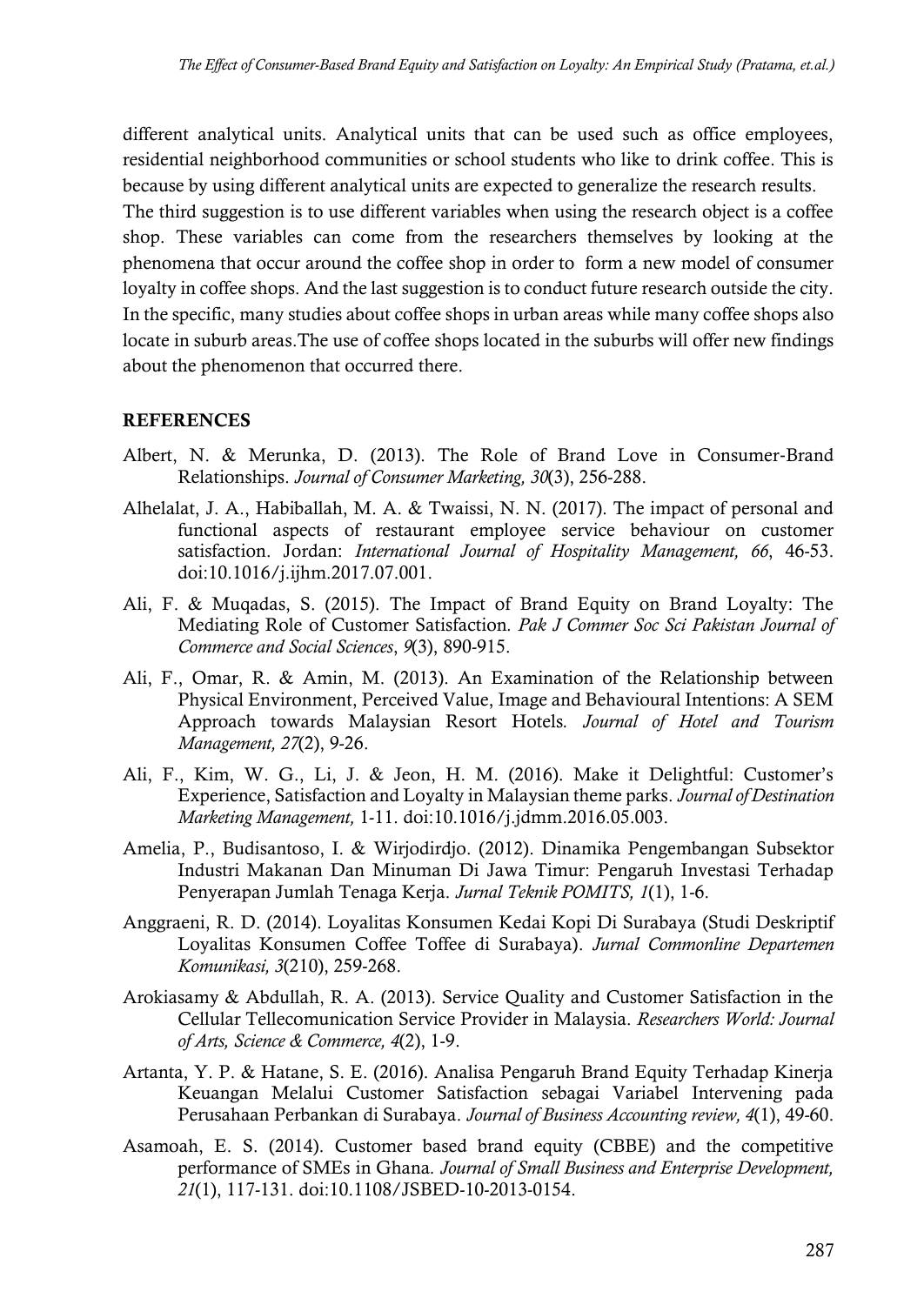different analytical units. Analytical units that can be used such as office employees, residential neighborhood communities or school students who like to drink coffee. This is because by using different analytical units are expected to generalize the research results. The third suggestion is to use different variables when using the research object is a coffee shop. These variables can come from the researchers themselves by looking at the phenomena that occur around the coffee shop in order to form a new model of consumer loyalty in coffee shops. And the last suggestion is to conduct future research outside the city. In the specific, many studies about coffee shops in urban areas while many coffee shops also locate in suburb areas.The use of coffee shops located in the suburbs will offer new findings about the phenomenon that occurred there.

## REFERENCES

Albert, N. & Merunka, D. (2013). The Role of Brand Love in Consumer-Brand Relationships. *Journal of Consumer Marketing, 30*(3), 256-288.

Alhelalat, J. A., Habiballah, M. A. & Twaissi, N. N. (2017). The impact of personal and functional aspects of restaurant employee service behaviour on customer satisfaction. Jordan: *International Journal of Hospitality Management, 66*, 46-53. doi:10.1016/j.ijhm.2017.07.001.

Ali, F. & Muqadas, S. (2015). The Impact of Brand Equity on Brand Loyalty: The Mediating Role of Customer Satisfaction. *Pak J Commer Soc Sci Pakistan Journal of Commerce and Social Sciences*, *9*(3), 890-915.

Ali, F., Omar, R. & Amin, M. (2013). An Examination of the Relationship between Physical Environment, Perceived Value, Image and Behavioural Intentions: A SEM Approach towards Malaysian Resort Hotels. *Journal of Hotel and Tourism Management, 27*(2), 9-26.

Ali, F., Kim, W. G., Li, J. & Jeon, H. M. (2016). Make it Delightful: Customer's Experience, Satisfaction and Loyalty in Malaysian theme parks. *Journal of Destination Marketing Management,* 1-11. doi:10.1016/j.jdmm.2016.05.003.

Amelia, P., Budisantoso, I. & Wirjodirdjo. (2012). Dinamika Pengembangan Subsektor Industri Makanan Dan Minuman Di Jawa Timur: Pengaruh Investasi Terhadap Penyerapan Jumlah Tenaga Kerja. *Jurnal Teknik POMITS, 1*(1), 1-6.

Anggraeni, R. D. (2014). Loyalitas Konsumen Kedai Kopi Di Surabaya (Studi Deskriptif Loyalitas Konsumen Coffee Toffee di Surabaya). *Jurnal Commonline Departemen Komunikasi, 3*(210), 259-268.

Arokiasamy & Abdullah, R. A. (2013). Service Quality and Customer Satisfaction in the Cellular Tellecomunication Service Provider in Malaysia. *Researchers World: Journal of Arts, Science & Commerce, 4*(2), 1-9.

Artanta, Y. P. & Hatane, S. E. (2016). Analisa Pengaruh Brand Equity Terhadap Kinerja Keuangan Melalui Customer Satisfaction sebagai Variabel Intervening pada Perusahaan Perbankan di Surabaya. *Journal of Business Accounting review, 4*(1), 49-60.

Asamoah, E. S. (2014). Customer based brand equity (CBBE) and the competitive performance of SMEs in Ghana. *Journal of Small Business and Enterprise Development, 21*(1), 117-131. doi:10.1108/JSBED-10-2013-0154.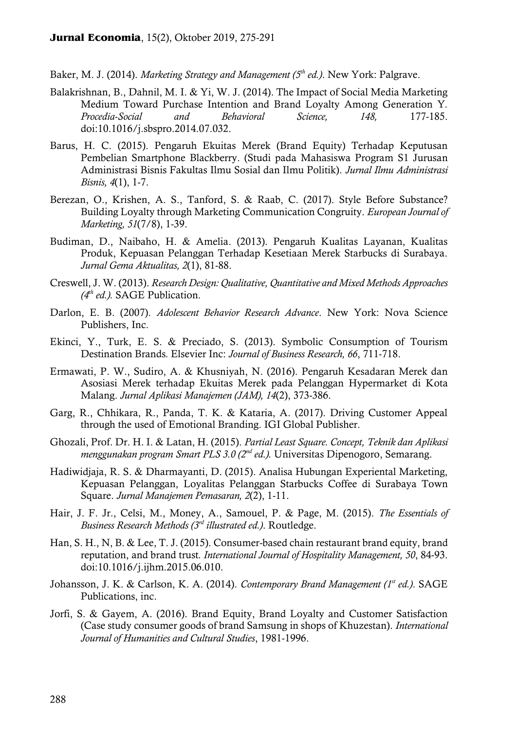Baker, M. J. (2014). *Marketing Strategy and Management (5th ed.)*. New York: Palgrave.

Balakrishnan, B., Dahnil, M. I. & Yi, W. J. (2014). The Impact of Social Media Marketing Medium Toward Purchase Intention and Brand Loyalty Among Generation Y. *Procedia-Social and Behavioral Science, 148,* 177-185. doi:10.1016/j.sbspro.2014.07.032.

Barus, H. C. (2015). Pengaruh Ekuitas Merek (Brand Equity) Terhadap Keputusan Pembelian Smartphone Blackberry. (Studi pada Mahasiswa Program S1 Jurusan Administrasi Bisnis Fakultas Ilmu Sosial dan Ilmu Politik). *Jurnal Ilmu Administrasi Bisnis, 4*(1), 1-7.

Berezan, O., Krishen, A. S., Tanford, S. & Raab, C. (2017). Style Before Substance? Building Loyalty through Marketing Communication Congruity. *European Journal of Marketing, 51*(7/8), 1-39.

Budiman, D., Naibaho, H. & Amelia. (2013). Pengaruh Kualitas Layanan, Kualitas Produk, Kepuasan Pelanggan Terhadap Kesetiaan Merek Starbucks di Surabaya. *Jurnal Gema Aktualitas, 2*(1), 81-88.

Creswell, J. W. (2013). *Research Design: Qualitative, Quantitative and Mixed Methods Approaches (4th ed.).* SAGE Publication.

Darlon, E. B. (2007). *Adolescent Behavior Research Advance*. New York: Nova Science Publishers, Inc.

Ekinci, Y., Turk, E. S. & Preciado, S. (2013). Symbolic Consumption of Tourism Destination Brands. Elsevier Inc: *Journal of Business Research, 66*, 711-718.

Ermawati, P. W., Sudiro, A. & Khusniyah, N. (2016). Pengaruh Kesadaran Merek dan Asosiasi Merek terhadap Ekuitas Merek pada Pelanggan Hypermarket di Kota Malang. *Jurnal Aplikasi Manajemen (JAM), 14*(2), 373-386.

Garg, R., Chhikara, R., Panda, T. K. & Kataria, A. (2017). Driving Customer Appeal through the used of Emotional Branding. IGI Global Publisher.

Ghozali, Prof. Dr. H. I. & Latan, H. (2015). *Partial Least Square. Concept, Teknik dan Aplikasi menggunakan program Smart PLS 3.0 (2nd ed.).* Universitas Dipenogoro, Semarang.

Hadiwidjaja, R. S. & Dharmayanti, D. (2015). Analisa Hubungan Experiental Marketing, Kepuasan Pelanggan, Loyalitas Pelanggan Starbucks Coffee di Surabaya Town Square. *Jurnal Manajemen Pemasaran, 2*(2), 1-11.

Hair, J. F. Jr., Celsi, M., Money, A., Samouel, P. & Page, M. (2015). *The Essentials of Business Research Methods (3rd illustrated ed.).* Routledge.

Han, S. H., N, B. & Lee, T. J. (2015). Consumer-based chain restaurant brand equity, brand reputation, and brand trust. *International Journal of Hospitality Management, 50*, 84-93. doi:10.1016/j.ijhm.2015.06.010.

Johansson, J. K. & Carlson, K. A. (2014). *Contemporary Brand Management (1st ed.)*. SAGE Publications, inc.

Jorfi, S. & Gayem, A. (2016). Brand Equity, Brand Loyalty and Customer Satisfaction (Case study consumer goods of brand Samsung in shops of Khuzestan). *International Journal of Humanities and Cultural Studies*, 1981-1996.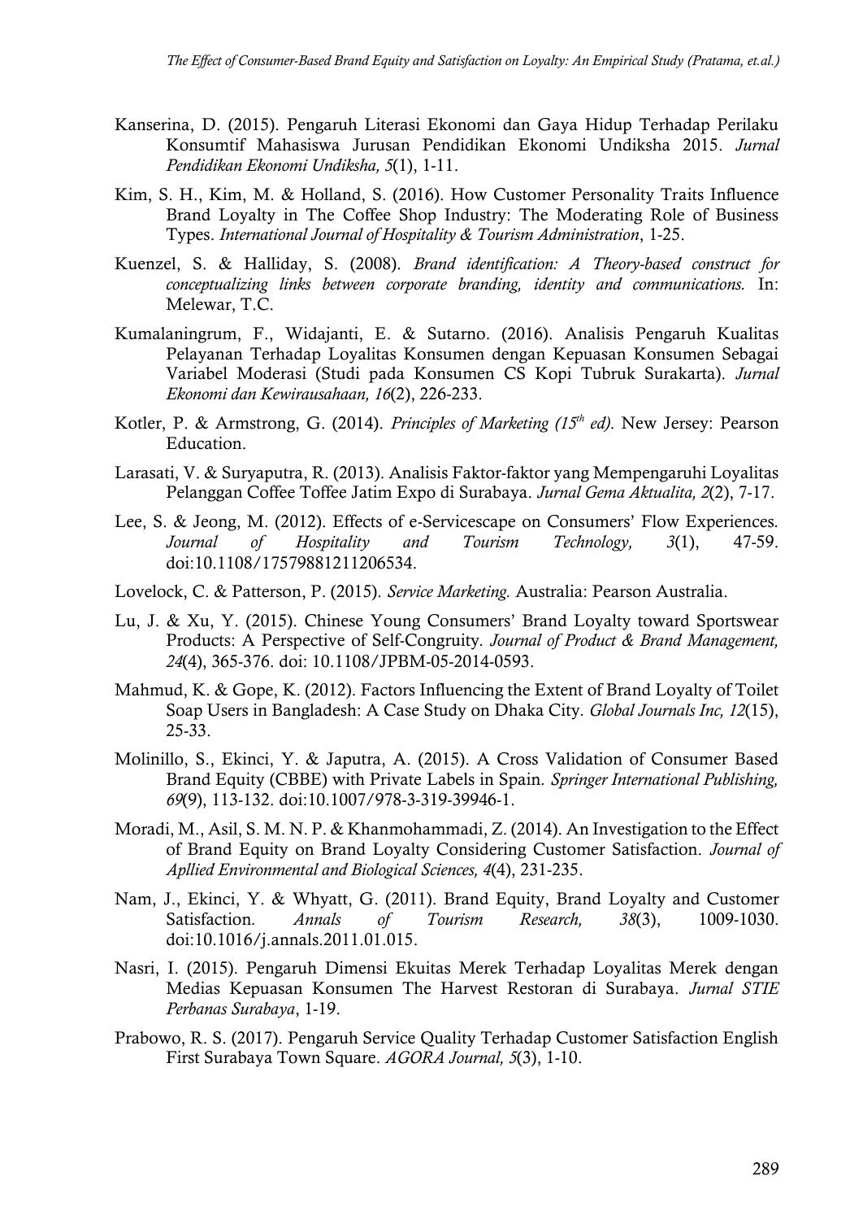Kanserina, D. (2015). Pengaruh Literasi Ekonomi dan Gaya Hidup Terhadap Perilaku Konsumtif Mahasiswa Jurusan Pendidikan Ekonomi Undiksha 2015. *Jurnal Pendidikan Ekonomi Undiksha, 5*(1), 1-11.

Kim, S. H., Kim, M. & Holland, S. (2016). How Customer Personality Traits Influence Brand Loyalty in The Coffee Shop Industry: The Moderating Role of Business Types. *International Journal of Hospitality & Tourism Administration*, 1-25.

Kuenzel, S. & Halliday, S. (2008). *Brand identification: A Theory-based construct for conceptualizing links between corporate branding, identity and communications.* In: Melewar, T.C.

Kumalaningrum, F., Widajanti, E. & Sutarno. (2016). Analisis Pengaruh Kualitas Pelayanan Terhadap Loyalitas Konsumen dengan Kepuasan Konsumen Sebagai Variabel Moderasi (Studi pada Konsumen CS Kopi Tubruk Surakarta). *Jurnal Ekonomi dan Kewirausahaan, 16*(2), 226-233.

Kotler, P. & Armstrong, G. (2014). *Principles of Marketing (15th ed).* New Jersey: Pearson Education.

Larasati, V. & Suryaputra, R. (2013). Analisis Faktor-faktor yang Mempengaruhi Loyalitas Pelanggan Coffee Toffee Jatim Expo di Surabaya. *Jurnal Gema Aktualita, 2*(2), 7-17.

Lee, S. & Jeong, M. (2012). Effects of e-Servicescape on Consumers' Flow Experiences. *Journal of Hospitality and Tourism Technology, 3*(1), 47-59. doi:10.1108/17579881211206534.

Lovelock, C. & Patterson, P. (2015). *Service Marketing.* Australia: Pearson Australia.

Lu, J. & Xu, Y. (2015). Chinese Young Consumers' Brand Loyalty toward Sportswear Products: A Perspective of Self-Congruity. *Journal of Product & Brand Management, 24*(4), 365-376. doi: 10.1108/JPBM-05-2014-0593.

Mahmud, K. & Gope, K. (2012). Factors Influencing the Extent of Brand Loyalty of Toilet Soap Users in Bangladesh: A Case Study on Dhaka City. *Global Journals Inc, 12*(15), 25-33.

Molinillo, S., Ekinci, Y. & Japutra, A. (2015). A Cross Validation of Consumer Based Brand Equity (CBBE) with Private Labels in Spain. *Springer International Publishing, 69*(9), 113-132. doi:10.1007/978-3-319-39946-1.

Moradi, M., Asil, S. M. N. P. & Khanmohammadi, Z. (2014). An Investigation to the Effect of Brand Equity on Brand Loyalty Considering Customer Satisfaction. *Journal of Apllied Environmental and Biological Sciences, 4*(4), 231-235.

Nam, J., Ekinci, Y. & Whyatt, G. (2011). Brand Equity, Brand Loyalty and Customer Satisfaction. *Annals of Tourism Research, 38*(3), 1009-1030. doi:10.1016/j.annals.2011.01.015.

Nasri, I. (2015). Pengaruh Dimensi Ekuitas Merek Terhadap Loyalitas Merek dengan Medias Kepuasan Konsumen The Harvest Restoran di Surabaya. *Jurnal STIE Perbanas Surabaya*, 1-19.

Prabowo, R. S. (2017). Pengaruh Service Quality Terhadap Customer Satisfaction English First Surabaya Town Square. *AGORA Journal, 5*(3), 1-10.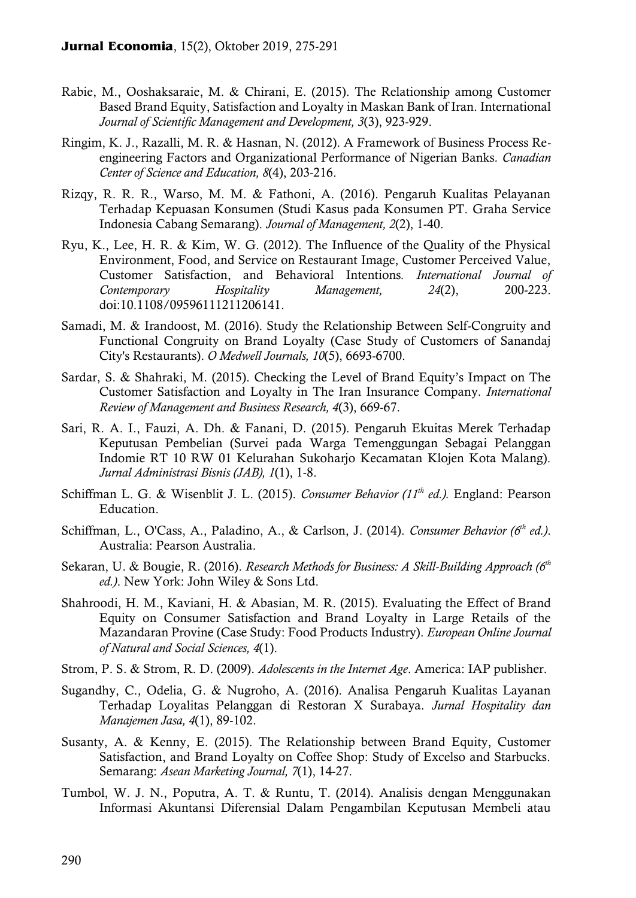Rabie, M., Ooshaksaraie, M. & Chirani, E. (2015). The Relationship among Customer Based Brand Equity, Satisfaction and Loyalty in Maskan Bank of Iran. International *Journal of Scientific Management and Development, 3*(3), 923-929.

Ringim, K. J., Razalli, M. R. & Hasnan, N. (2012). A Framework of Business Process Re-engineering Factors and Organizational Performance of Nigerian Banks. *Canadian Center of Science and Education, 8*(4), 203-216.

Rizqy, R. R. R., Warso, M. M. & Fathoni, A. (2016). Pengaruh Kualitas Pelayanan Terhadap Kepuasan Konsumen (Studi Kasus pada Konsumen PT. Graha Service Indonesia Cabang Semarang). *Journal of Management, 2*(2), 1-40.

Ryu, K., Lee, H. R. & Kim, W. G. (2012). The Influence of the Quality of the Physical Environment, Food, and Service on Restaurant Image, Customer Perceived Value, Customer Satisfaction, and Behavioral Intentions. *International Journal of Contemporary Hospitality Management, 24*(2), 200-223. doi:10.1108/09596111211206141.

Samadi, M. & Irandoost, M. (2016). Study the Relationship Between Self-Congruity and Functional Congruity on Brand Loyalty (Case Study of Customers of Sanandaj City's Restaurants). *O Medwell Journals, 10*(5), 6693-6700.

Sardar, S. & Shahraki, M. (2015). Checking the Level of Brand Equity's Impact on The Customer Satisfaction and Loyalty in The Iran Insurance Company. *International Review of Management and Business Research, 4*(3), 669-67.

Sari, R. A. I., Fauzi, A. Dh. & Fanani, D. (2015). Pengaruh Ekuitas Merek Terhadap Keputusan Pembelian (Survei pada Warga Temenggungan Sebagai Pelanggan Indomie RT 10 RW 01 Kelurahan Sukoharjo Kecamatan Klojen Kota Malang). *Jurnal Administrasi Bisnis (JAB), 1*(1), 1-8.

Schiffman L. G. & Wisenblit J. L. (2015). *Consumer Behavior (11th ed.).* England: Pearson Education.

Schiffman, L., O'Cass, A., Paladino, A., & Carlson, J. (2014). *Consumer Behavior (6th ed.).* Australia: Pearson Australia.

Sekaran, U. & Bougie, R. (2016). *Research Methods for Business: A Skill-Building Approach (6th ed.).* New York: John Wiley & Sons Ltd.

Shahroodi, H. M., Kaviani, H. & Abasian, M. R. (2015). Evaluating the Effect of Brand Equity on Consumer Satisfaction and Brand Loyalty in Large Retails of the Mazandaran Provine (Case Study: Food Products Industry). *European Online Journal of Natural and Social Sciences, 4*(1).

Strom, P. S. & Strom, R. D. (2009). *Adolescents in the Internet Age*. America: IAP publisher.

Sugandhy, C., Odelia, G. & Nugroho, A. (2016). Analisa Pengaruh Kualitas Layanan Terhadap Loyalitas Pelanggan di Restoran X Surabaya. *Jurnal Hospitality dan Manajemen Jasa, 4*(1), 89-102.

Susanty, A. & Kenny, E. (2015). The Relationship between Brand Equity, Customer Satisfaction, and Brand Loyalty on Coffee Shop: Study of Excelso and Starbucks. Semarang: *Asean Marketing Journal, 7*(1), 14-27.

Tumbol, W. J. N., Poputra, A. T. & Runtu, T. (2014). Analisis dengan Menggunakan Informasi Akuntansi Diferensial Dalam Pengambilan Keputusan Membeli atau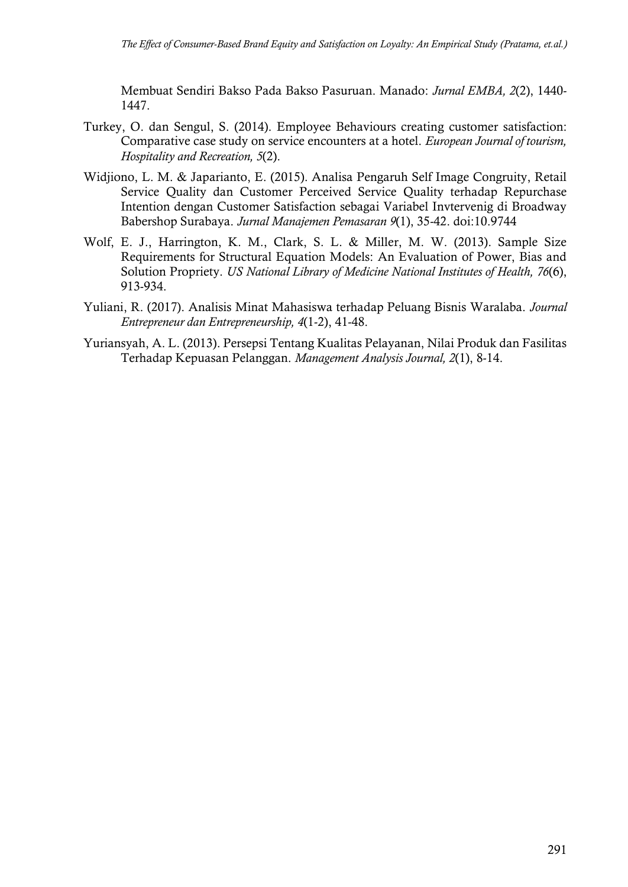Membuat Sendiri Bakso Pada Bakso Pasuruan. Manado: *Jurnal EMBA, 2*(2), 1440-1447.

Turkey, O. dan Sengul, S. (2014). Employee Behaviours creating customer satisfaction: Comparative case study on service encounters at a hotel. *European Journal of tourism, Hospitality and Recreation, 5*(2).

Widjiono, L. M. & Japarianto, E. (2015). Analisa Pengaruh Self Image Congruity, Retail Service Quality dan Customer Perceived Service Quality terhadap Repurchase Intention dengan Customer Satisfaction sebagai Variabel Invtervenig di Broadway Babershop Surabaya. *Jurnal Manajemen Pemasaran 9*(1), 35-42. doi:10.9744

Wolf, E. J., Harrington, K. M., Clark, S. L. & Miller, M. W. (2013). Sample Size Requirements for Structural Equation Models: An Evaluation of Power, Bias and Solution Propriety. *US National Library of Medicine National Institutes of Health, 76*(6), 913-934.

Yuliani, R. (2017). Analisis Minat Mahasiswa terhadap Peluang Bisnis Waralaba. *Journal Entrepreneur dan Entrepreneurship, 4*(1-2), 41-48.

Yuriansyah, A. L. (2013). Persepsi Tentang Kualitas Pelayanan, Nilai Produk dan Fasilitas Terhadap Kepuasan Pelanggan. *Management Analysis Journal, 2*(1), 8-14.